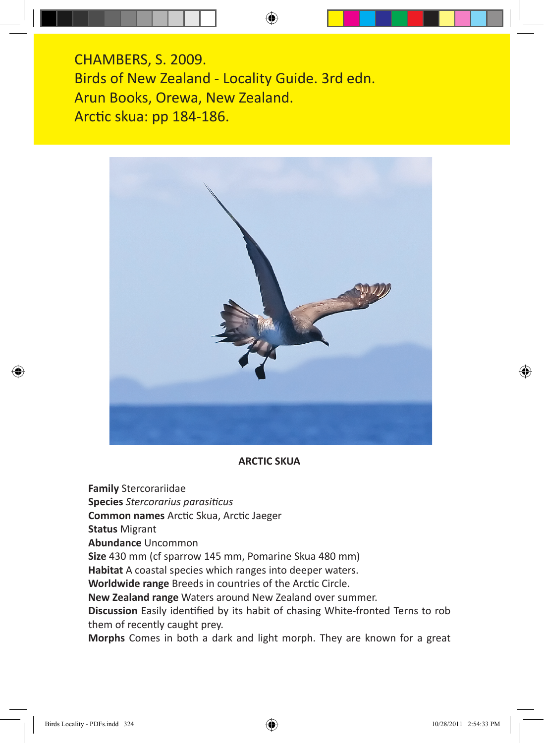CHAMBERS, S. 2009.
Birds of New Zealand - Locality Guide. 3rd edn.
Arun Books, Orewa, New Zealand.
Arctic skua: pp 184-186.

**ARCTIC SKUA**

**Family** Stercorariidae
**Species** *Stercorarius parasiticus*
**Common names** Arctic Skua, Arctic Jaeger
**Status** Migrant
**Abundance** Uncommon
**Size** 430 mm (cf sparrow 145 mm, Pomarine Skua 480 mm)
**Habitat** A coastal species which ranges into deeper waters.
**Worldwide range** Breeds in countries of the Arctic Circle.
**New Zealand range** Waters around New Zealand over summer.
**Discussion** Easily identified by its habit of chasing White-fronted Terns to rob them of recently caught prey.
**Morphs** Comes in both a dark and light morph. They are known for a great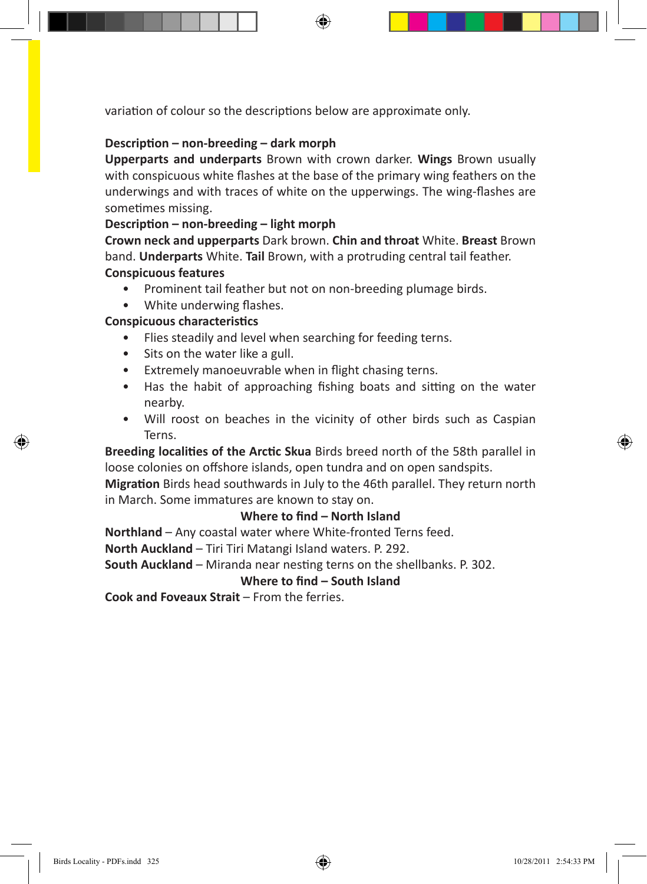variation of colour so the descriptions below are approximate only.

**Description – non-breeding – dark morph**

**Upperparts and underparts** Brown with crown darker. **Wings** Brown usually with conspicuous white flashes at the base of the primary wing feathers on the underwings and with traces of white on the upperwings. The wing-flashes are sometimes missing.

**Description – non-breeding – light morph**

**Crown neck and upperparts** Dark brown. **Chin and throat** White. **Breast** Brown band. **Underparts** White. **Tail** Brown, with a protruding central tail feather.

**Conspicuous features**

- Prominent tail feather but not on non-breeding plumage birds.
- White underwing flashes.

**Conspicuous characteristics**

- Flies steadily and level when searching for feeding terns.
- Sits on the water like a gull.
- Extremely manoeuvrable when in flight chasing terns.
- Has the habit of approaching fishing boats and sitting on the water nearby.
- Will roost on beaches in the vicinity of other birds such as Caspian Terns.

**Breeding localities of the Arctic Skua** Birds breed north of the 58th parallel in loose colonies on offshore islands, open tundra and on open sandspits.

**Migration** Birds head southwards in July to the 46th parallel. They return north in March. Some immatures are known to stay on.

**Where to find – North Island**

**Northland** – Any coastal water where White-fronted Terns feed.

**North Auckland** – Tiri Tiri Matangi Island waters. P. 292.

**South Auckland** – Miranda near nesting terns on the shellbanks. P. 302.

**Where to find – South Island**

**Cook and Foveaux Strait** – From the ferries.